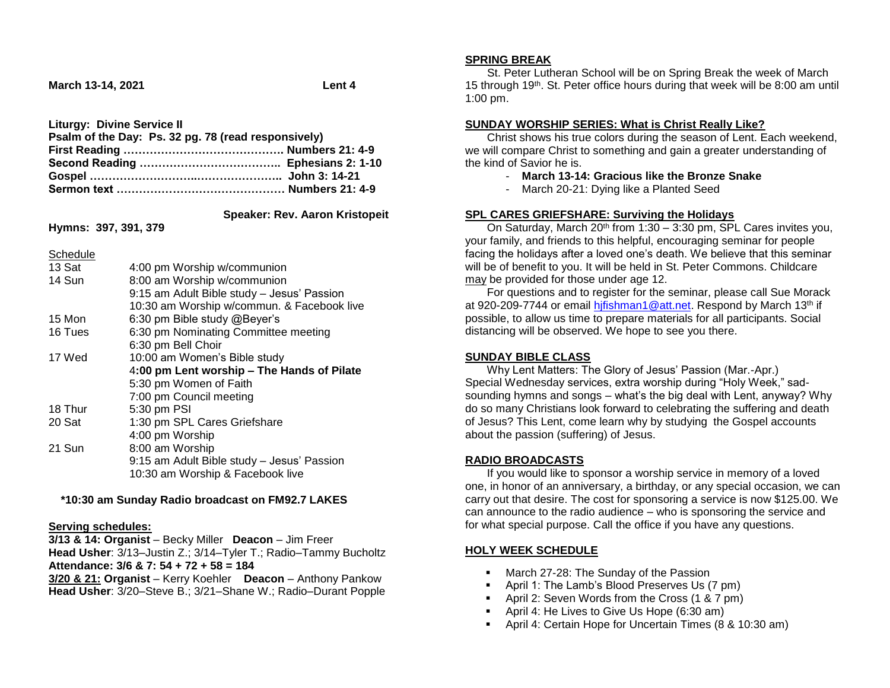**March 13-14, 2021** **Lent 4**

**Liturgy: Divine Service II**
**Psalm of the Day: Ps. 32 pg. 78 (read responsively)**
**First Reading …………………………………… Numbers 21: 4-9**
**Second Reading ……………………………… Ephesians 2: 1-10**
**Gospel ………………………………………… John 3: 14-21**
**Sermon text …………………………………… Numbers 21: 4-9**

**Speaker: Rev. Aaron Kristopeit**

**Hymns: 397, 391, 379**

Schedule

| | |
|---|---|
| 13 Sat | 4:00 pm Worship w/communion |
| 14 Sun | 8:00 am Worship w/communion |
| | 9:15 am Adult Bible study – Jesus' Passion |
| | 10:30 am Worship w/commun. & Facebook live |
| 15 Mon | 6:30 pm Bible study @Beyer's |
| 16 Tues | 6:30 pm Nominating Committee meeting |
| | 6:30 pm Bell Choir |
| 17 Wed | 10:00 am Women's Bible study |
| | **4:00 pm Lent worship – The Hands of Pilate** |
| | 5:30 pm Women of Faith |
| | 7:00 pm Council meeting |
| 18 Thur | 5:30 pm PSI |
| 20 Sat | 1:30 pm SPL Cares Griefshare |
| | 4:00 pm Worship |
| 21 Sun | 8:00 am Worship |
| | 9:15 am Adult Bible study – Jesus' Passion |
| | 10:30 am Worship & Facebook live |

**\*10:30 am Sunday Radio broadcast on FM92.7 LAKES**

**Serving schedules:**
**3/13 & 14: Organist** – Becky Miller **Deacon** – Jim Freer
**Head Usher**: 3/13–Justin Z.; 3/14–Tyler T.; Radio–Tammy Bucholtz
**Attendance: 3/6 & 7: 54 + 72 + 58 = 184**
**3/20 & 21: Organist** – Kerry Koehler **Deacon** – Anthony Pankow
**Head Usher**: 3/20–Steve B.; 3/21–Shane W.; Radio–Durant Popple

## SPRING BREAK

St. Peter Lutheran School will be on Spring Break the week of March 15 through 19th. St. Peter office hours during that week will be 8:00 am until 1:00 pm.

## SUNDAY WORSHIP SERIES: What is Christ Really Like?

Christ shows his true colors during the season of Lent. Each weekend, we will compare Christ to something and gain a greater understanding of the kind of Savior he is.

- **March 13-14: Gracious like the Bronze Snake**
- March 20-21: Dying like a Planted Seed

## SPL CARES GRIEFSHARE: Surviving the Holidays

On Saturday, March 20th from 1:30 – 3:30 pm, SPL Cares invites you, your family, and friends to this helpful, encouraging seminar for people facing the holidays after a loved one's death. We believe that this seminar will be of benefit to you. It will be held in St. Peter Commons. Childcare may be provided for those under age 12.

For questions and to register for the seminar, please call Sue Morack at 920-209-7744 or email hjfishman1@att.net. Respond by March 13th if possible, to allow us time to prepare materials for all participants. Social distancing will be observed. We hope to see you there.

## SUNDAY BIBLE CLASS

Why Lent Matters: The Glory of Jesus' Passion (Mar.-Apr.)
Special Wednesday services, extra worship during "Holy Week," sad-sounding hymns and songs – what's the big deal with Lent, anyway? Why do so many Christians look forward to celebrating the suffering and death of Jesus? This Lent, come learn why by studying the Gospel accounts about the passion (suffering) of Jesus.

## RADIO BROADCASTS

If you would like to sponsor a worship service in memory of a loved one, in honor of an anniversary, a birthday, or any special occasion, we can carry out that desire. The cost for sponsoring a service is now $125.00. We can announce to the radio audience – who is sponsoring the service and for what special purpose. Call the office if you have any questions.

## HOLY WEEK SCHEDULE

- March 27-28: The Sunday of the Passion
- April 1: The Lamb's Blood Preserves Us (7 pm)
- April 2: Seven Words from the Cross (1 & 7 pm)
- April 4: He Lives to Give Us Hope (6:30 am)
- April 4: Certain Hope for Uncertain Times (8 & 10:30 am)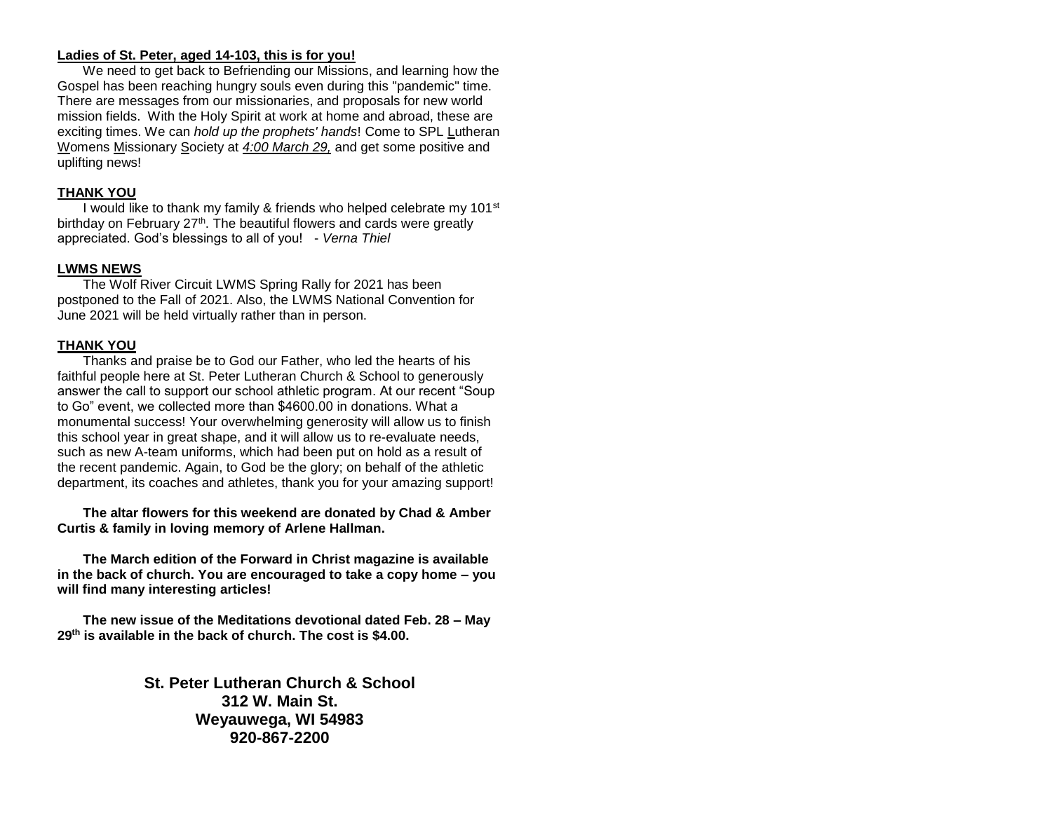**Ladies of St. Peter, aged 14-103, this is for you!**

We need to get back to Befriending our Missions, and learning how the Gospel has been reaching hungry souls even during this "pandemic" time. There are messages from our missionaries, and proposals for new world mission fields. With the Holy Spirit at work at home and abroad, these are exciting times. We can *hold up the prophets' hands*! Come to SPL Lutheran Womens Missionary Society at *4:00 March 29,* and get some positive and uplifting news!

**THANK YOU**

I would like to thank my family & friends who helped celebrate my 101st birthday on February 27th. The beautiful flowers and cards were greatly appreciated. God's blessings to all of you! - *Verna Thiel*

**LWMS NEWS**

The Wolf River Circuit LWMS Spring Rally for 2021 has been postponed to the Fall of 2021. Also, the LWMS National Convention for June 2021 will be held virtually rather than in person.

**THANK YOU**

Thanks and praise be to God our Father, who led the hearts of his faithful people here at St. Peter Lutheran Church & School to generously answer the call to support our school athletic program. At our recent "Soup to Go" event, we collected more than $4600.00 in donations. What a monumental success! Your overwhelming generosity will allow us to finish this school year in great shape, and it will allow us to re-evaluate needs, such as new A-team uniforms, which had been put on hold as a result of the recent pandemic. Again, to God be the glory; on behalf of the athletic department, its coaches and athletes, thank you for your amazing support!

**The altar flowers for this weekend are donated by Chad & Amber Curtis & family in loving memory of Arlene Hallman.**

**The March edition of the Forward in Christ magazine is available in the back of church. You are encouraged to take a copy home – you will find many interesting articles!**

**The new issue of the Meditations devotional dated Feb. 28 – May 29th is available in the back of church. The cost is $4.00.**

**St. Peter Lutheran Church & School**
**312 W. Main St.**
**Weyauwega, WI 54983**
**920-867-2200**